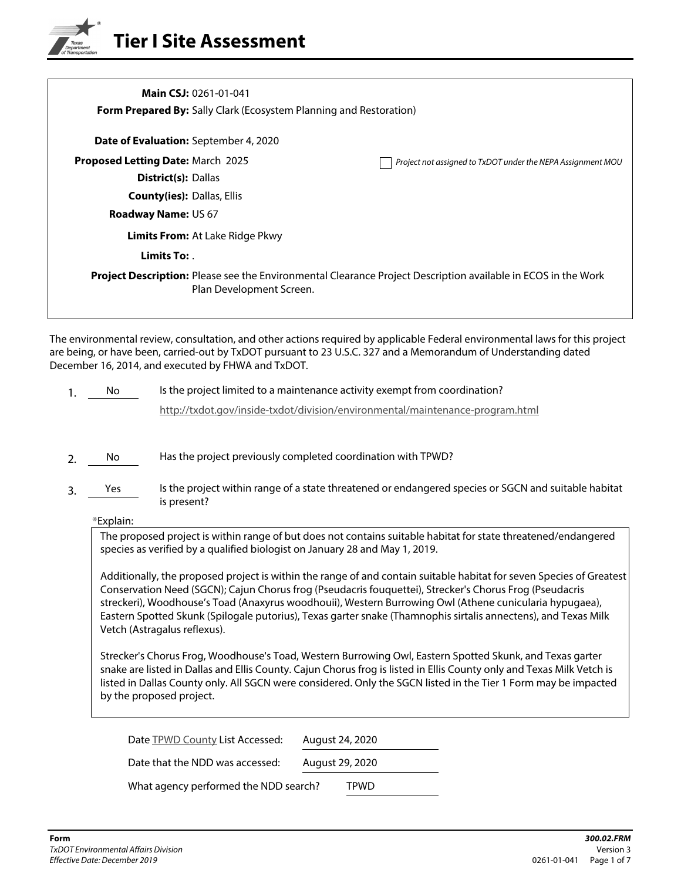# Tier I Site Assessment

**Main CSJ:** 0261-01-041

**Form Prepared By:** Sally Clark (Ecosystem Planning and Restoration)

**Date of Evaluation:** September 4, 2020

**Proposed Letting Date:** March 2025

☐ *Project not assigned to TxDOT under the NEPA Assignment MOU*

**District(s):** Dallas

**County(ies):** Dallas, Ellis

**Roadway Name:** US 67

**Limits From:** At Lake Ridge Pkwy

**Limits To:** .

**Project Description:** Please see the Environmental Clearance Project Description available in ECOS in the Work Plan Development Screen.

The environmental review, consultation, and other actions required by applicable Federal environmental laws for this project are being, or have been, carried-out by TxDOT pursuant to 23 U.S.C. 327 and a Memorandum of Understanding dated December 16, 2014, and executed by FHWA and TxDOT.

1. No — Is the project limited to a maintenance activity exempt from coordination?

   http://txdot.gov/inside-txdot/division/environmental/maintenance-program.html

2. No — Has the project previously completed coordination with TPWD?

3. Yes — Is the project within range of a state threatened or endangered species or SGCN and suitable habitat is present?

   *Explain:

   The proposed project is within range of but does not contains suitable habitat for state threatened/endangered species as verified by a qualified biologist on January 28 and May 1, 2019.

   Additionally, the proposed project is within the range of and contain suitable habitat for seven Species of Greatest Conservation Need (SGCN); Cajun Chorus frog (Pseudacris fouquettei), Strecker's Chorus Frog (Pseudacris streckeri), Woodhouse's Toad (Anaxyrus woodhouii), Western Burrowing Owl (Athene cunicularia hypugaea), Eastern Spotted Skunk (Spilogale putorius), Texas garter snake (Thamnophis sirtalis annectens), and Texas Milk Vetch (Astragalus reflexus).

   Strecker's Chorus Frog, Woodhouse's Toad, Western Burrowing Owl, Eastern Spotted Skunk, and Texas garter snake are listed in Dallas and Ellis County. Cajun Chorus frog is listed in Ellis County only and Texas Milk Vetch is listed in Dallas County only. All SGCN were considered. Only the SGCN listed in the Tier 1 Form may be impacted by the proposed project.

   Date TPWD County List Accessed: August 24, 2020

   Date that the NDD was accessed: August 29, 2020

   What agency performed the NDD search? TPWD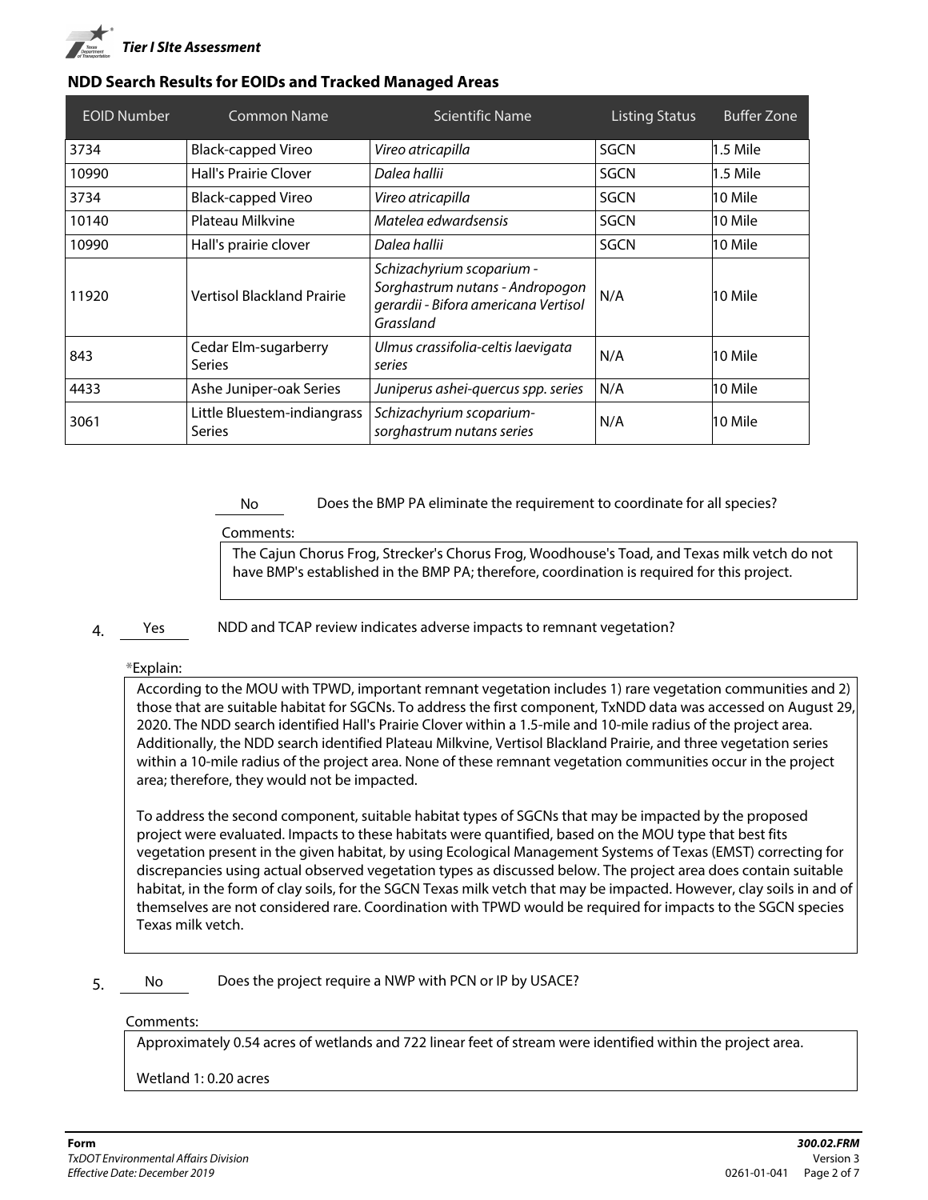## NDD Search Results for EOIDs and Tracked Managed Areas

| EOID Number | Common Name | Scientific Name | Listing Status | Buffer Zone |
|---|---|---|---|---|
| 3734 | Black-capped Vireo | *Vireo atricapilla* | SGCN | 1.5 Mile |
| 10990 | Hall's Prairie Clover | *Dalea hallii* | SGCN | 1.5 Mile |
| 3734 | Black-capped Vireo | *Vireo atricapilla* | SGCN | 10 Mile |
| 10140 | Plateau Milkvine | *Matelea edwardsensis* | SGCN | 10 Mile |
| 10990 | Hall's prairie clover | *Dalea hallii* | SGCN | 10 Mile |
| 11920 | Vertisol Blackland Prairie | *Schizachyrium scoparium - Sorghastrum nutans - Andropogon gerardii - Bifora americana Vertisol Grassland* | N/A | 10 Mile |
| 843 | Cedar Elm-sugarberry Series | *Ulmus crassifolia-celtis laevigata series* | N/A | 10 Mile |
| 4433 | Ashe Juniper-oak Series | *Juniperus ashei-quercus spp. series* | N/A | 10 Mile |
| 3061 | Little Bluestem-indiangrass Series | *Schizachyrium scoparium-sorghastrum nutans series* | N/A | 10 Mile |

No — Does the BMP PA eliminate the requirement to coordinate for all species?

Comments:

The Cajun Chorus Frog, Strecker's Chorus Frog, Woodhouse's Toad, and Texas milk vetch do not have BMP's established in the BMP PA; therefore, coordination is required for this project.

4. Yes — NDD and TCAP review indicates adverse impacts to remnant vegetation?

*Explain:

According to the MOU with TPWD, important remnant vegetation includes 1) rare vegetation communities and 2) those that are suitable habitat for SGCNs. To address the first component, TxNDD data was accessed on August 29, 2020. The NDD search identified Hall's Prairie Clover within a 1.5-mile and 10-mile radius of the project area. Additionally, the NDD search identified Plateau Milkvine, Vertisol Blackland Prairie, and three vegetation series within a 10-mile radius of the project area. None of these remnant vegetation communities occur in the project area; therefore, they would not be impacted.

To address the second component, suitable habitat types of SGCNs that may be impacted by the proposed project were evaluated. Impacts to these habitats were quantified, based on the MOU type that best fits vegetation present in the given habitat, by using Ecological Management Systems of Texas (EMST) correcting for discrepancies using actual observed vegetation types as discussed below. The project area does contain suitable habitat, in the form of clay soils, for the SGCN Texas milk vetch that may be impacted. However, clay soils in and of themselves are not considered rare. Coordination with TPWD would be required for impacts to the SGCN species Texas milk vetch.

5. No — Does the project require a NWP with PCN or IP by USACE?

Comments:

Approximately 0.54 acres of wetlands and 722 linear feet of stream were identified within the project area.

Wetland 1: 0.20 acres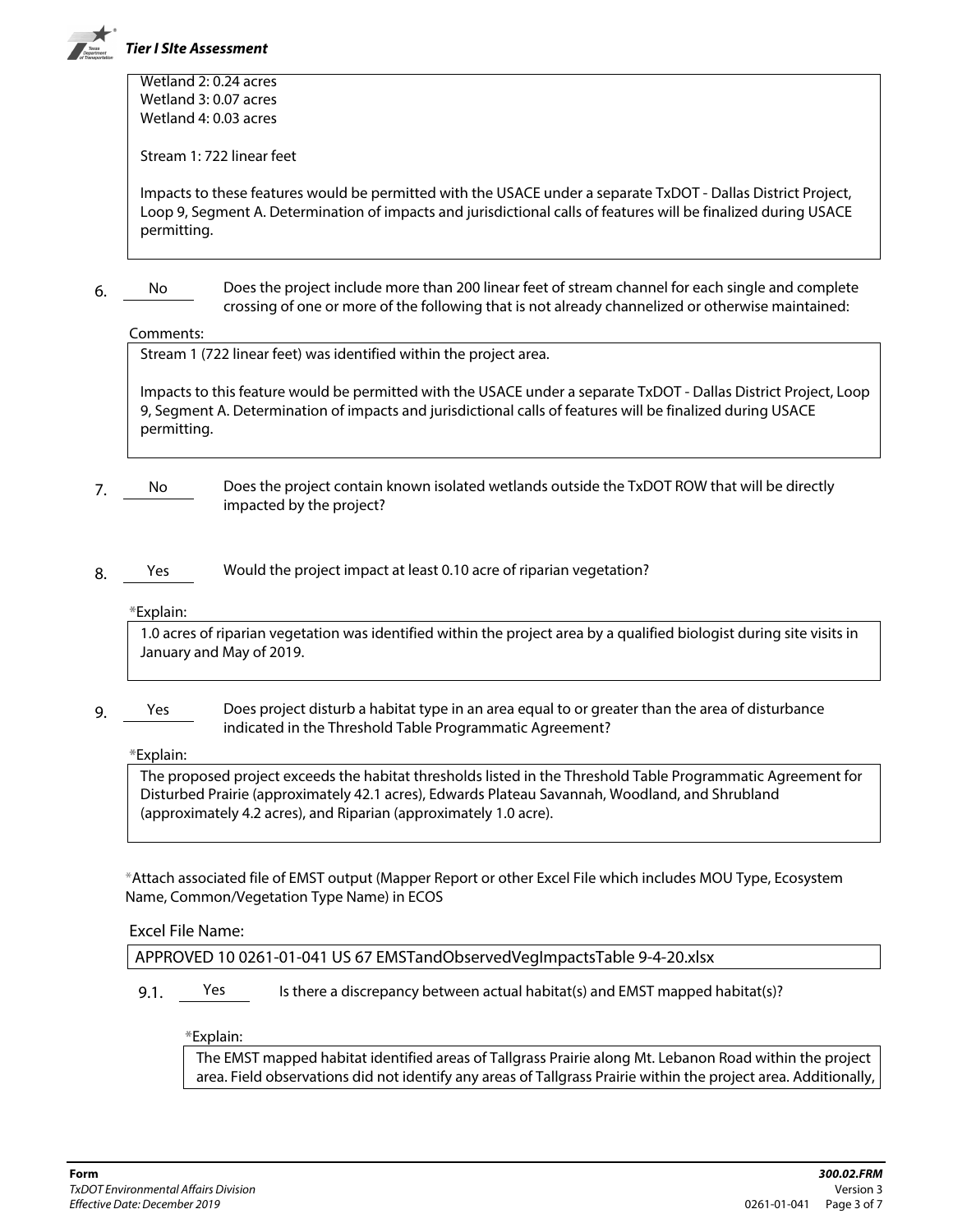Wetland 2: 0.24 acres
Wetland 3: 0.07 acres
Wetland 4: 0.03 acres

Stream 1: 722 linear feet

Impacts to these features would be permitted with the USACE under a separate TxDOT - Dallas District Project, Loop 9, Segment A. Determination of impacts and jurisdictional calls of features will be finalized during USACE permitting.

6. No — Does the project include more than 200 linear feet of stream channel for each single and complete crossing of one or more of the following that is not already channelized or otherwise maintained:

Comments:

Stream 1 (722 linear feet) was identified within the project area.

Impacts to this feature would be permitted with the USACE under a separate TxDOT - Dallas District Project, Loop 9, Segment A. Determination of impacts and jurisdictional calls of features will be finalized during USACE permitting.

7. No — Does the project contain known isolated wetlands outside the TxDOT ROW that will be directly impacted by the project?

8. Yes — Would the project impact at least 0.10 acre of riparian vegetation?

*Explain:

1.0 acres of riparian vegetation was identified within the project area by a qualified biologist during site visits in January and May of 2019.

9. Yes — Does project disturb a habitat type in an area equal to or greater than the area of disturbance indicated in the Threshold Table Programmatic Agreement?

*Explain:

The proposed project exceeds the habitat thresholds listed in the Threshold Table Programmatic Agreement for Disturbed Prairie (approximately 42.1 acres), Edwards Plateau Savannah, Woodland, and Shrubland (approximately 4.2 acres), and Riparian (approximately 1.0 acre).

*Attach associated file of EMST output (Mapper Report or other Excel File which includes MOU Type, Ecosystem Name, Common/Vegetation Type Name) in ECOS

Excel File Name:

APPROVED 10 0261-01-041 US 67 EMSTandObservedVegImpactsTable 9-4-20.xlsx

9.1. Yes — Is there a discrepancy between actual habitat(s) and EMST mapped habitat(s)?

*Explain:

The EMST mapped habitat identified areas of Tallgrass Prairie along Mt. Lebanon Road within the project area. Field observations did not identify any areas of Tallgrass Prairie within the project area. Additionally,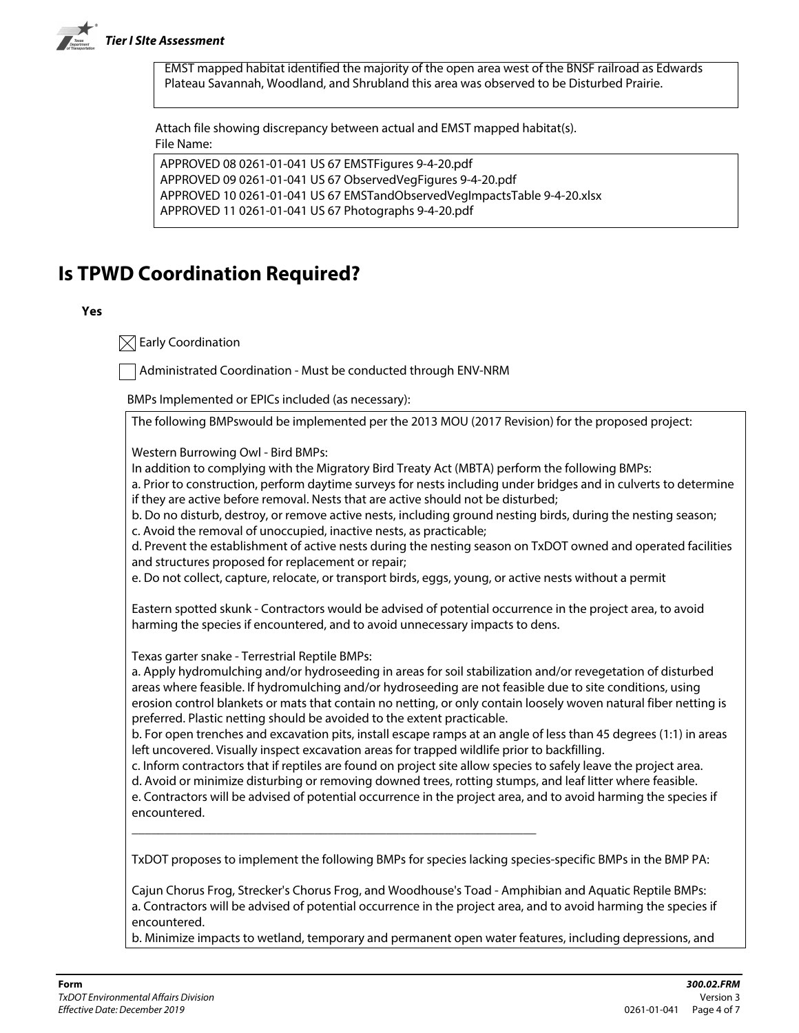EMST mapped habitat identified the majority of the open area west of the BNSF railroad as Edwards Plateau Savannah, Woodland, and Shrubland this area was observed to be Disturbed Prairie.

Attach file showing discrepancy between actual and EMST mapped habitat(s).
File Name:

APPROVED 08 0261-01-041 US 67 EMSTFigures 9-4-20.pdf
APPROVED 09 0261-01-041 US 67 ObservedVegFigures 9-4-20.pdf
APPROVED 10 0261-01-041 US 67 EMSTandObservedVegImpactsTable 9-4-20.xlsx
APPROVED 11 0261-01-041 US 67 Photographs 9-4-20.pdf

# Is TPWD Coordination Required?

**Yes**

☒ Early Coordination

☐ Administrated Coordination - Must be conducted through ENV-NRM

BMPs Implemented or EPICs included (as necessary):

The following BMPswould be implemented per the 2013 MOU (2017 Revision) for the proposed project:

Western Burrowing Owl - Bird BMPs:
In addition to complying with the Migratory Bird Treaty Act (MBTA) perform the following BMPs:
a. Prior to construction, perform daytime surveys for nests including under bridges and in culverts to determine if they are active before removal. Nests that are active should not be disturbed;
b. Do no disturb, destroy, or remove active nests, including ground nesting birds, during the nesting season;
c. Avoid the removal of unoccupied, inactive nests, as practicable;
d. Prevent the establishment of active nests during the nesting season on TxDOT owned and operated facilities and structures proposed for replacement or repair;
e. Do not collect, capture, relocate, or transport birds, eggs, young, or active nests without a permit

Eastern spotted skunk - Contractors would be advised of potential occurrence in the project area, to avoid harming the species if encountered, and to avoid unnecessary impacts to dens.

Texas garter snake - Terrestrial Reptile BMPs:
a. Apply hydromulching and/or hydroseeding in areas for soil stabilization and/or revegetation of disturbed areas where feasible. If hydromulching and/or hydroseeding are not feasible due to site conditions, using erosion control blankets or mats that contain no netting, or only contain loosely woven natural fiber netting is preferred. Plastic netting should be avoided to the extent practicable.
b. For open trenches and excavation pits, install escape ramps at an angle of less than 45 degrees (1:1) in areas left uncovered. Visually inspect excavation areas for trapped wildlife prior to backfilling.
c. Inform contractors that if reptiles are found on project site allow species to safely leave the project area.
d. Avoid or minimize disturbing or removing downed trees, rotting stumps, and leaf litter where feasible.
e. Contractors will be advised of potential occurrence in the project area, and to avoid harming the species if encountered.

---

TxDOT proposes to implement the following BMPs for species lacking species-specific BMPs in the BMP PA:

Cajun Chorus Frog, Strecker's Chorus Frog, and Woodhouse's Toad - Amphibian and Aquatic Reptile BMPs:
a. Contractors will be advised of potential occurrence in the project area, and to avoid harming the species if encountered.
b. Minimize impacts to wetland, temporary and permanent open water features, including depressions, and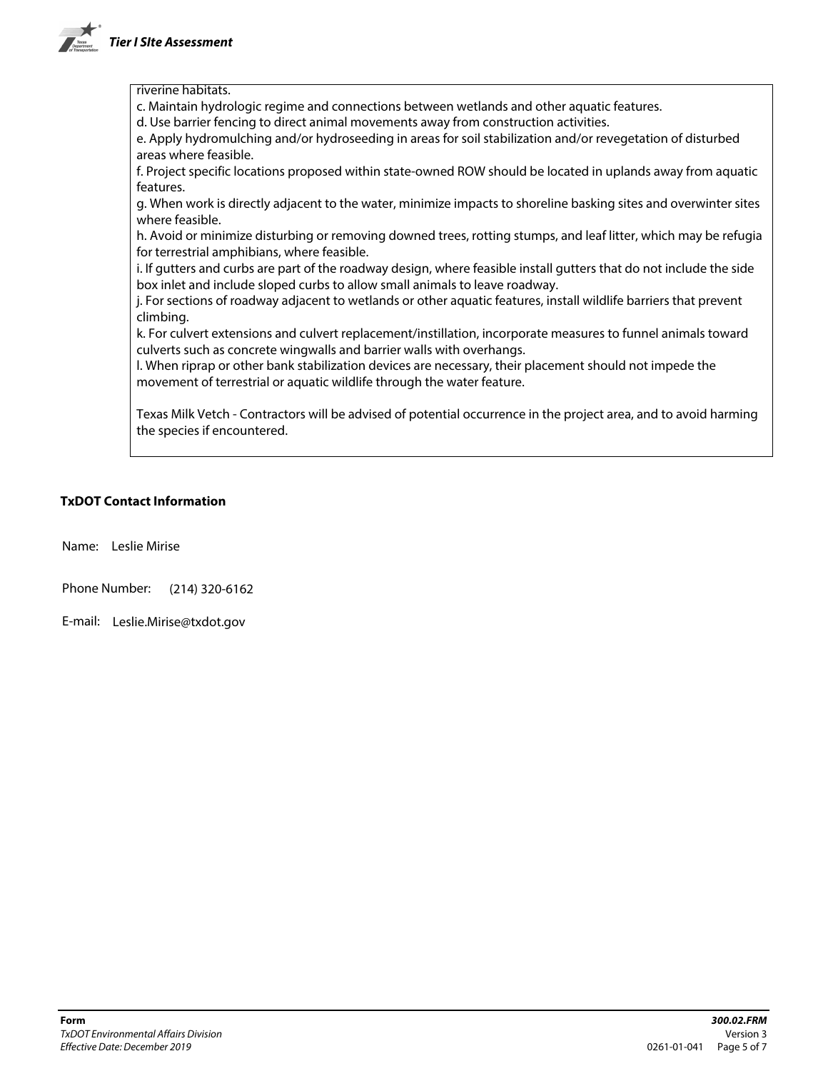riverine habitats.

c. Maintain hydrologic regime and connections between wetlands and other aquatic features.

d. Use barrier fencing to direct animal movements away from construction activities.

e. Apply hydromulching and/or hydroseeding in areas for soil stabilization and/or revegetation of disturbed areas where feasible.

f. Project specific locations proposed within state-owned ROW should be located in uplands away from aquatic features.

g. When work is directly adjacent to the water, minimize impacts to shoreline basking sites and overwinter sites where feasible.

h. Avoid or minimize disturbing or removing downed trees, rotting stumps, and leaf litter, which may be refugia for terrestrial amphibians, where feasible.

i. If gutters and curbs are part of the roadway design, where feasible install gutters that do not include the side box inlet and include sloped curbs to allow small animals to leave roadway.

j. For sections of roadway adjacent to wetlands or other aquatic features, install wildlife barriers that prevent climbing.

k. For culvert extensions and culvert replacement/instillation, incorporate measures to funnel animals toward culverts such as concrete wingwalls and barrier walls with overhangs.

l. When riprap or other bank stabilization devices are necessary, their placement should not impede the movement of terrestrial or aquatic wildlife through the water feature.

Texas Milk Vetch - Contractors will be advised of potential occurrence in the project area, and to avoid harming the species if encountered.

**TxDOT Contact Information**

Name: Leslie Mirise

Phone Number: (214) 320-6162

E-mail: Leslie.Mirise@txdot.gov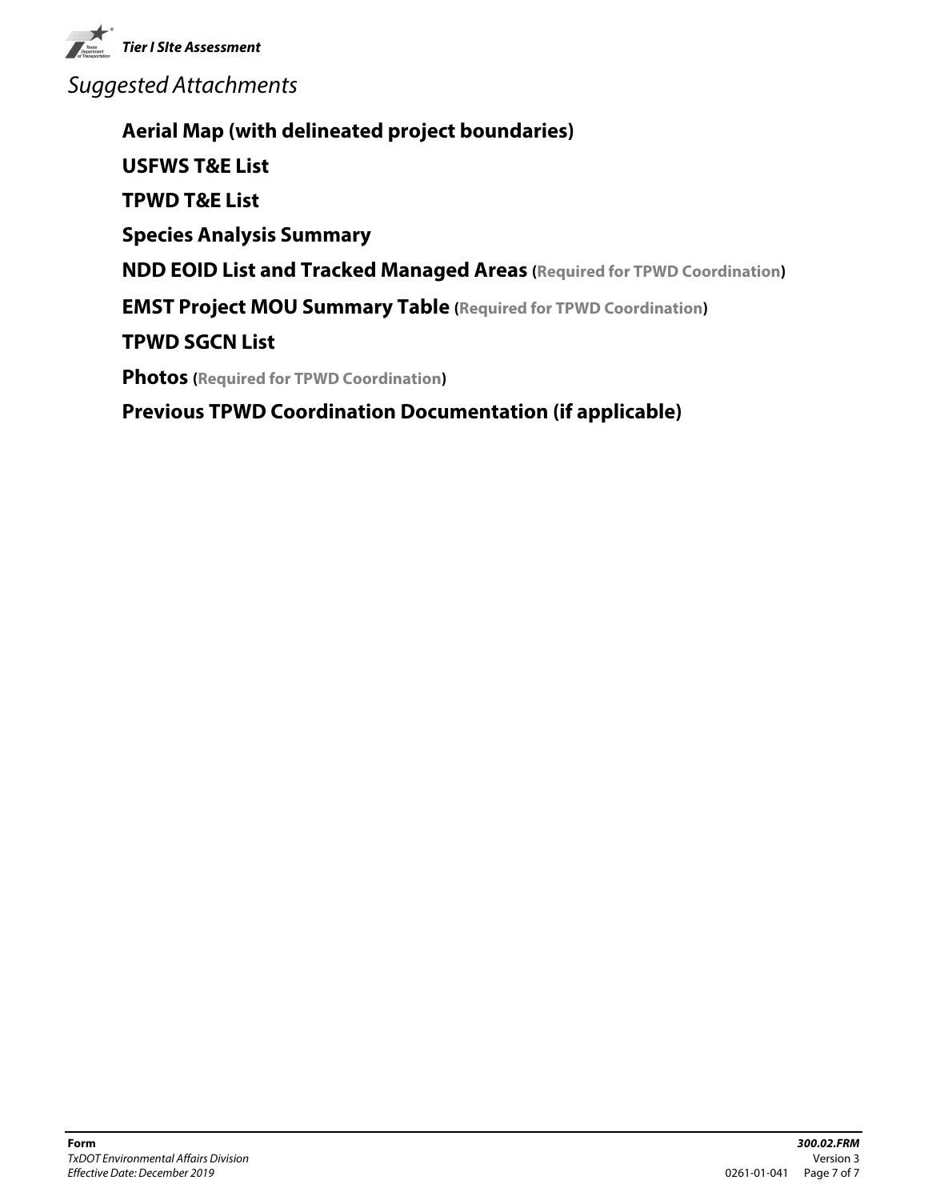## Suggested Attachments

**Aerial Map (with delineated project boundaries)**

**USFWS T&E List**

**TPWD T&E List**

**Species Analysis Summary**

**NDD EOID List and Tracked Managed Areas (Required for TPWD Coordination)**

**EMST Project MOU Summary Table (Required for TPWD Coordination)**

**TPWD SGCN List**

**Photos (Required for TPWD Coordination)**

**Previous TPWD Coordination Documentation (if applicable)**